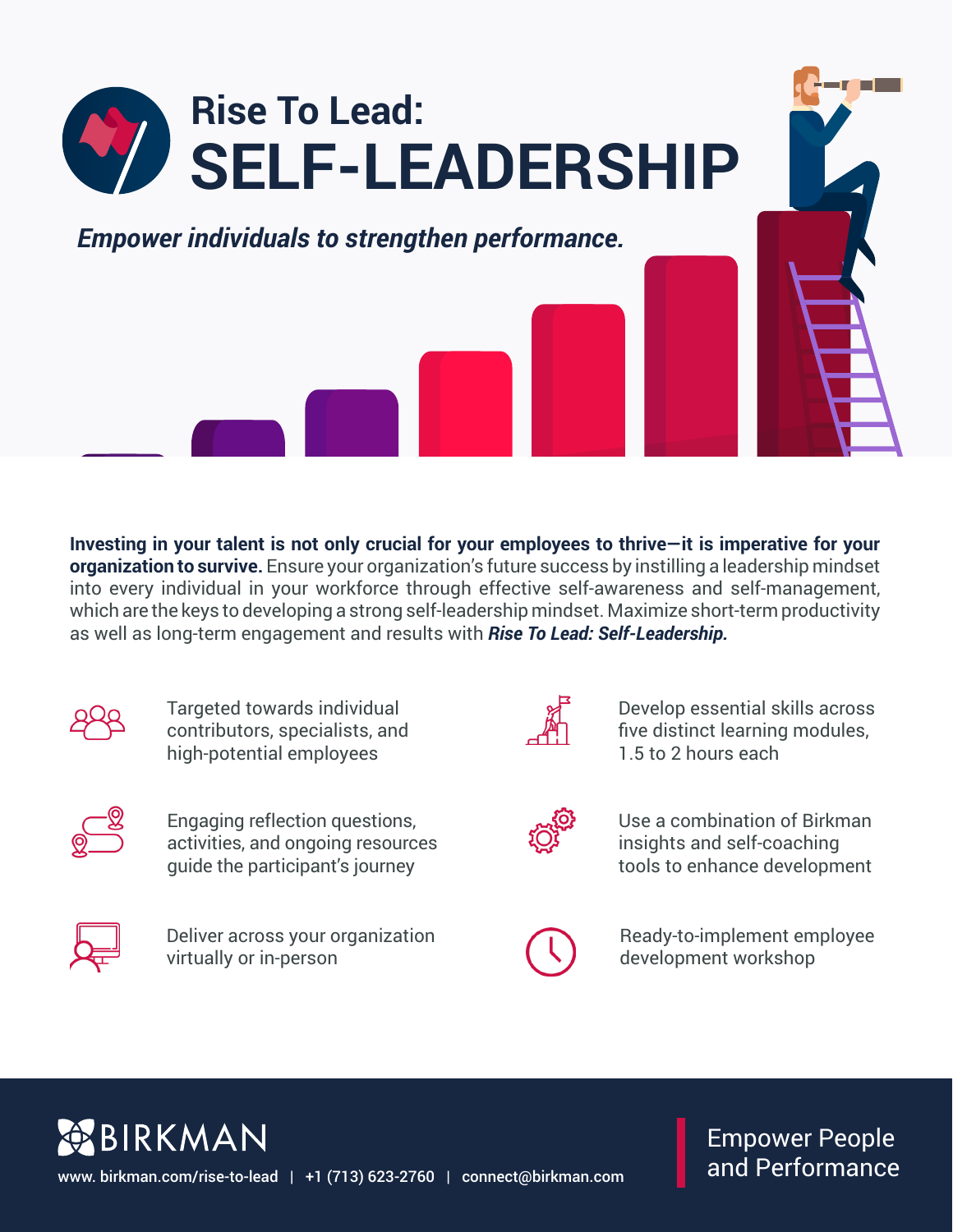# Rise To Lead: SELF-LEADERSHIP

***Empower individuals to strengthen performance.***

**Investing in your talent is not only crucial for your employees to thrive—it is imperative for your organization to survive.** Ensure your organization's future success by instilling a leadership mindset into every individual in your workforce through effective self-awareness and self-management, which are the keys to developing a strong self-leadership mindset. Maximize short-term productivity as well as long-term engagement and results with ***Rise To Lead: Self-Leadership.***

- Targeted towards individual contributors, specialists, and high-potential employees
- Develop essential skills across five distinct learning modules, 1.5 to 2 hours each
- Engaging reflection questions, activities, and ongoing resources guide the participant's journey
- Use a combination of Birkman insights and self-coaching tools to enhance development
- Deliver across your organization virtually or in-person
- Ready-to-implement employee development workshop

BIRKMAN

www. birkman.com/rise-to-lead | +1 (713) 623-2760 | connect@birkman.com

Empower People and Performance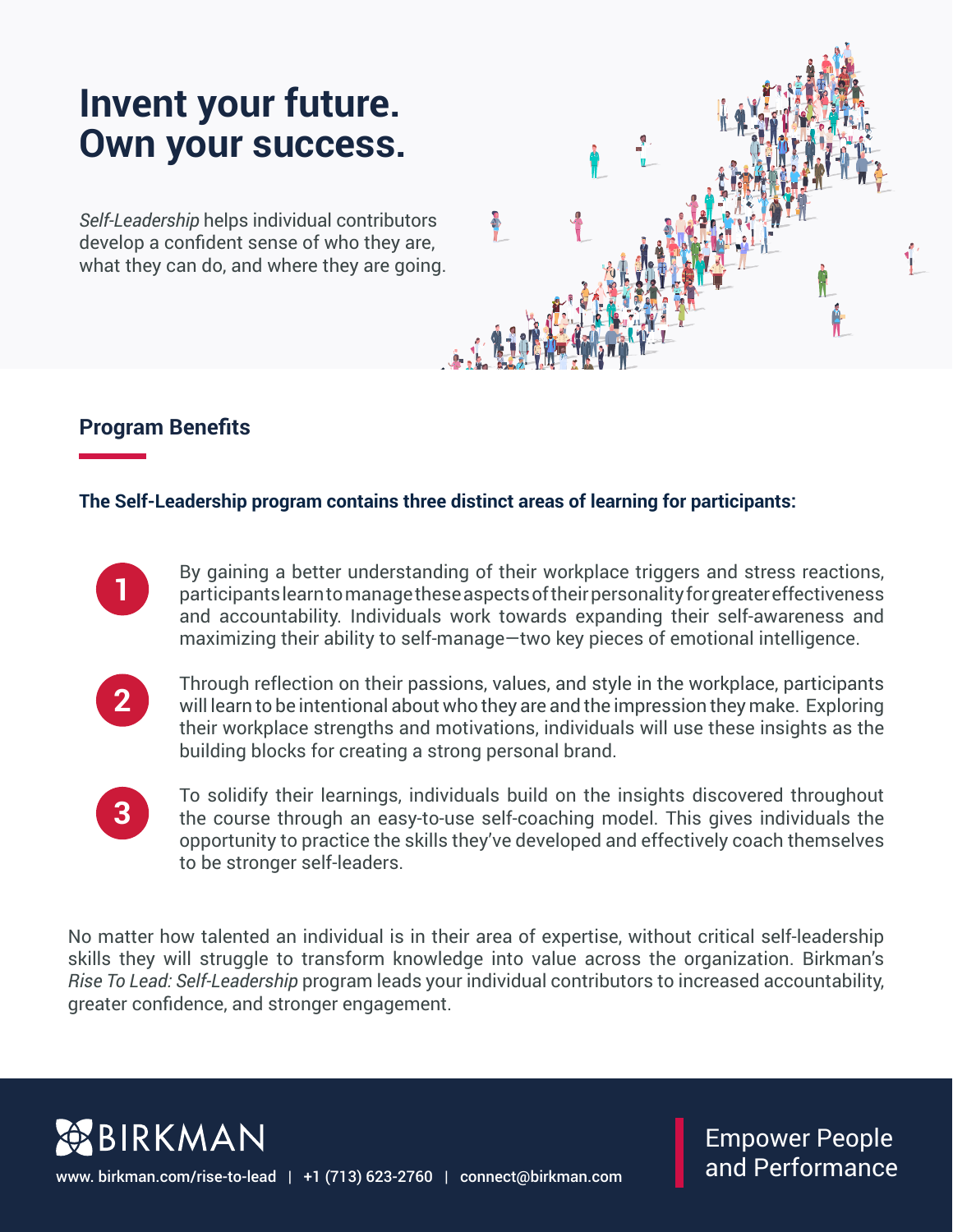# Invent your future. Own your success.

*Self-Leadership* helps individual contributors develop a confident sense of who they are, what they can do, and where they are going.

## Program Benefits

**The Self-Leadership program contains three distinct areas of learning for participants:**

1. By gaining a better understanding of their workplace triggers and stress reactions, participants learn to manage these aspects of their personality for greater effectiveness and accountability. Individuals work towards expanding their self-awareness and maximizing their ability to self-manage—two key pieces of emotional intelligence.

2. Through reflection on their passions, values, and style in the workplace, participants will learn to be intentional about who they are and the impression they make. Exploring their workplace strengths and motivations, individuals will use these insights as the building blocks for creating a strong personal brand.

3. To solidify their learnings, individuals build on the insights discovered throughout the course through an easy-to-use self-coaching model. This gives individuals the opportunity to practice the skills they've developed and effectively coach themselves to be stronger self-leaders.

No matter how talented an individual is in their area of expertise, without critical self-leadership skills they will struggle to transform knowledge into value across the organization. Birkman's *Rise To Lead: Self-Leadership* program leads your individual contributors to increased accountability, greater confidence, and stronger engagement.

BIRKMAN

www. birkman.com/rise-to-lead | +1 (713) 623-2760 | connect@birkman.com

Empower People and Performance